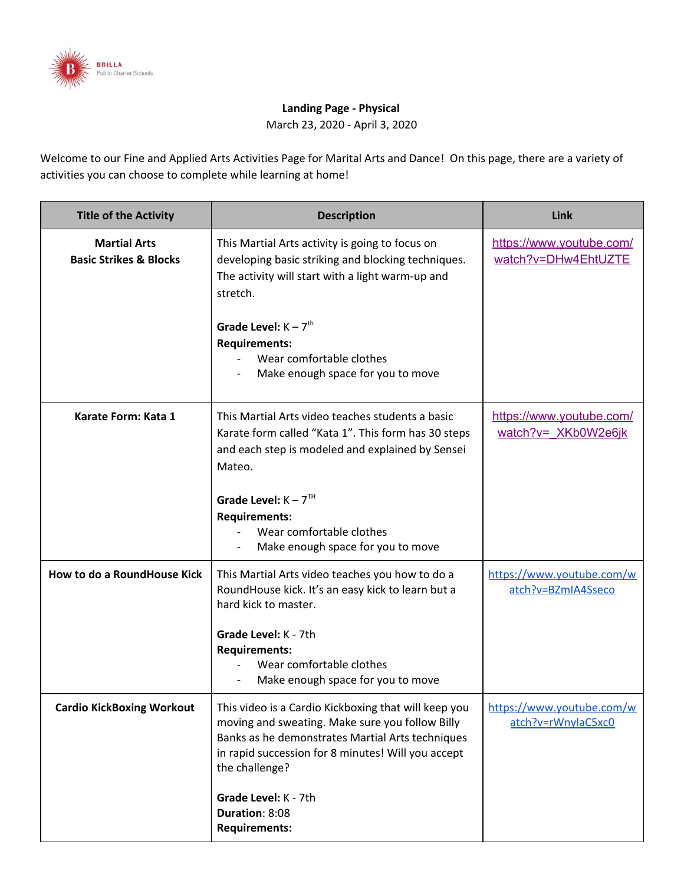BRILLA
Public Charter Schools

**Landing Page - Physical**
March 23, 2020 - April 3, 2020

Welcome to our Fine and Applied Arts Activities Page for Marital Arts and Dance! On this page, there are a variety of activities you can choose to complete while learning at home!

| Title of the Activity | Description | Link |
|---|---|---|
| **Martial Arts Basic Strikes & Blocks** | This Martial Arts activity is going to focus on developing basic striking and blocking techniques. The activity will start with a light warm-up and stretch.<br><br>**Grade Level:** K – 7th<br>**Requirements:**<br>- Wear comfortable clothes<br>- Make enough space for you to move | https://www.youtube.com/watch?v=DHw4EhtUZTE |
| **Karate Form: Kata 1** | This Martial Arts video teaches students a basic Karate form called "Kata 1". This form has 30 steps and each step is modeled and explained by Sensei Mateo.<br><br>**Grade Level:** K – 7TH<br>**Requirements:**<br>- Wear comfortable clothes<br>- Make enough space for you to move | https://www.youtube.com/watch?v=_XKb0W2e6jk |
| **How to do a RoundHouse Kick** | This Martial Arts video teaches you how to do a RoundHouse kick. It's an easy kick to learn but a hard kick to master.<br><br>**Grade Level:** K - 7th<br>**Requirements:**<br>- Wear comfortable clothes<br>- Make enough space for you to move | https://www.youtube.com/watch?v=BZmIA4Sseco |
| **Cardio KickBoxing Workout** | This video is a Cardio Kickboxing that will keep you moving and sweating. Make sure you follow Billy Banks as he demonstrates Martial Arts techniques in rapid succession for 8 minutes! Will you accept the challenge?<br><br>**Grade Level:** K - 7th<br>**Duration**: 8:08<br>**Requirements:** | https://www.youtube.com/watch?v=rWnylaC5xc0 |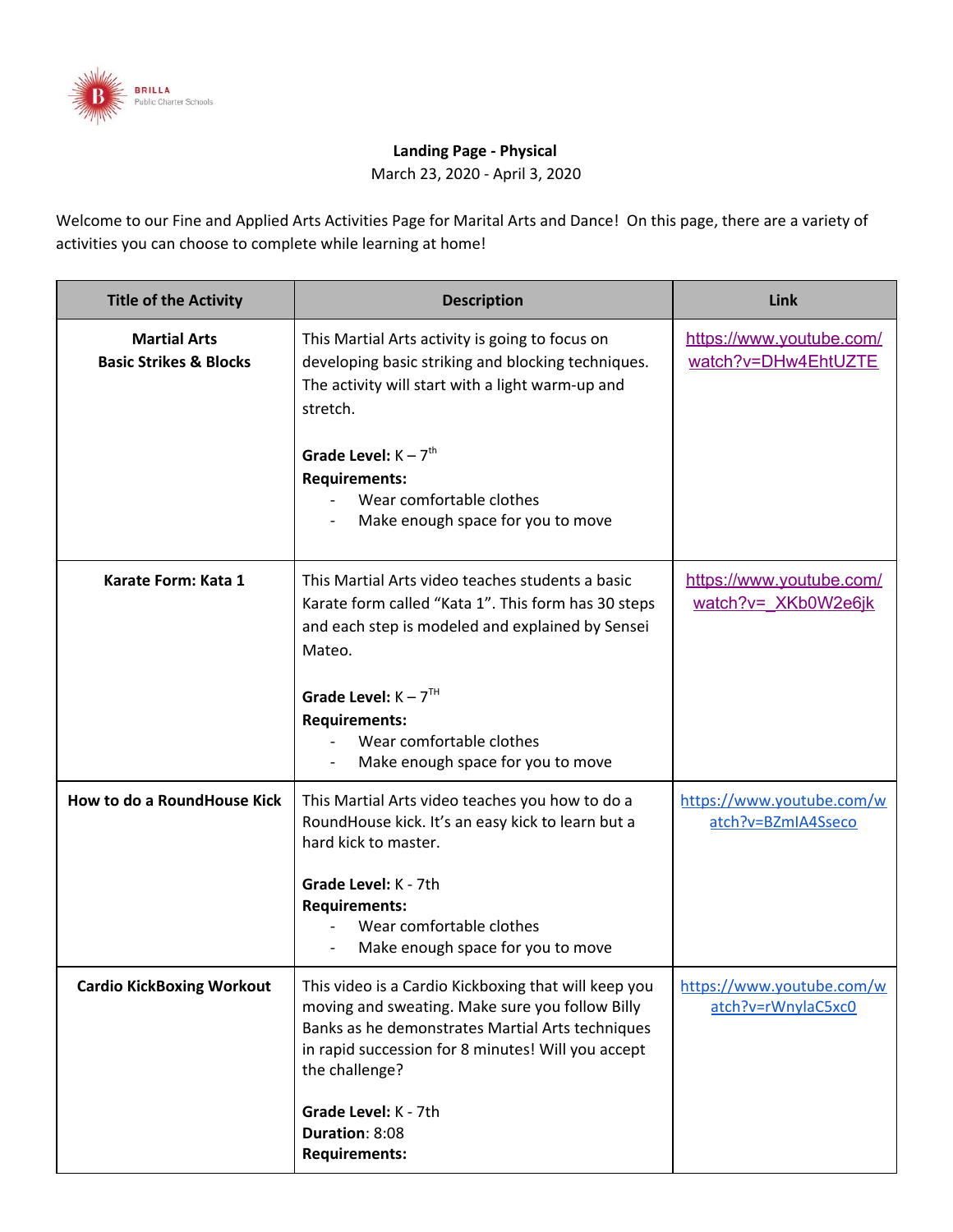BRILLA
Public Charter Schools

**Landing Page - Physical**

March 23, 2020 - April 3, 2020

Welcome to our Fine and Applied Arts Activities Page for Marital Arts and Dance! On this page, there are a variety of activities you can choose to complete while learning at home!

| Title of the Activity | Description | Link |
|---|---|---|
| **Martial Arts Basic Strikes & Blocks** | This Martial Arts activity is going to focus on developing basic striking and blocking techniques. The activity will start with a light warm-up and stretch.<br><br>**Grade Level:** K – 7th<br>**Requirements:**<br>- Wear comfortable clothes<br>- Make enough space for you to move | https://www.youtube.com/watch?v=DHw4EhtUZTE |
| **Karate Form: Kata 1** | This Martial Arts video teaches students a basic Karate form called "Kata 1". This form has 30 steps and each step is modeled and explained by Sensei Mateo.<br><br>**Grade Level:** K – 7TH<br>**Requirements:**<br>- Wear comfortable clothes<br>- Make enough space for you to move | https://www.youtube.com/watch?v=_XKb0W2e6jk |
| **How to do a RoundHouse Kick** | This Martial Arts video teaches you how to do a RoundHouse kick. It's an easy kick to learn but a hard kick to master.<br><br>**Grade Level:** K - 7th<br>**Requirements:**<br>- Wear comfortable clothes<br>- Make enough space for you to move | https://www.youtube.com/watch?v=BZmIA4Sseco |
| **Cardio KickBoxing Workout** | This video is a Cardio Kickboxing that will keep you moving and sweating. Make sure you follow Billy Banks as he demonstrates Martial Arts techniques in rapid succession for 8 minutes! Will you accept the challenge?<br><br>**Grade Level:** K - 7th<br>**Duration**: 8:08<br>**Requirements:** | https://www.youtube.com/watch?v=rWnylaC5xc0 |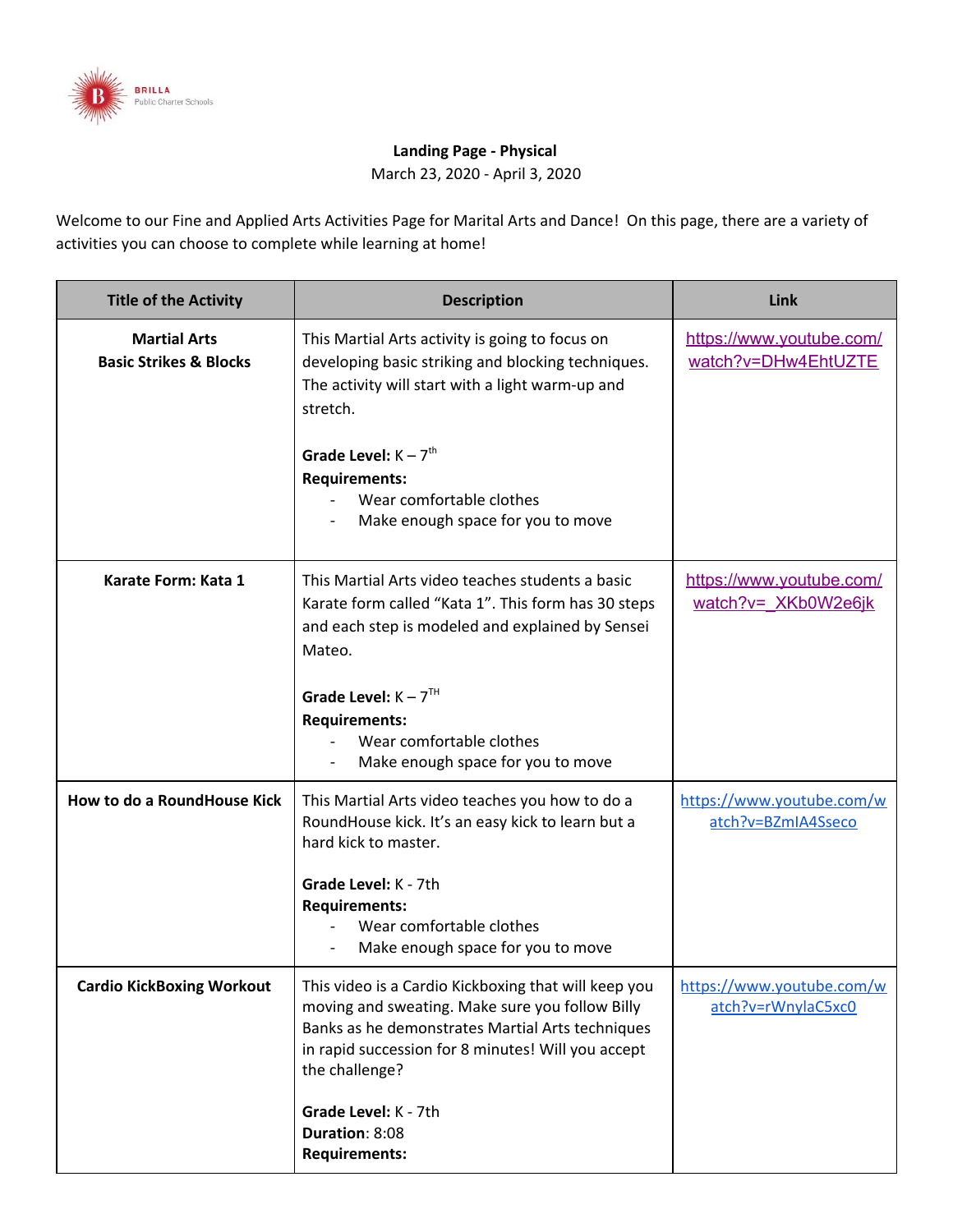BRILLA
Public Charter Schools

**Landing Page - Physical**
March 23, 2020 - April 3, 2020

Welcome to our Fine and Applied Arts Activities Page for Marital Arts and Dance! On this page, there are a variety of activities you can choose to complete while learning at home!

| Title of the Activity | Description | Link |
| --- | --- | --- |
| **Martial Arts Basic Strikes & Blocks** | This Martial Arts activity is going to focus on developing basic striking and blocking techniques. The activity will start with a light warm-up and stretch.<br><br>**Grade Level:** K – 7th<br>**Requirements:**<br>- Wear comfortable clothes<br>- Make enough space for you to move | https://www.youtube.com/watch?v=DHw4EhtUZTE |
| **Karate Form: Kata 1** | This Martial Arts video teaches students a basic Karate form called "Kata 1". This form has 30 steps and each step is modeled and explained by Sensei Mateo.<br><br>**Grade Level:** K – 7TH<br>**Requirements:**<br>- Wear comfortable clothes<br>- Make enough space for you to move | https://www.youtube.com/watch?v=_XKb0W2e6jk |
| **How to do a RoundHouse Kick** | This Martial Arts video teaches you how to do a RoundHouse kick. It's an easy kick to learn but a hard kick to master.<br><br>**Grade Level:** K - 7th<br>**Requirements:**<br>- Wear comfortable clothes<br>- Make enough space for you to move | https://www.youtube.com/watch?v=BZmIA4Sseco |
| **Cardio KickBoxing Workout** | This video is a Cardio Kickboxing that will keep you moving and sweating. Make sure you follow Billy Banks as he demonstrates Martial Arts techniques in rapid succession for 8 minutes! Will you accept the challenge?<br><br>**Grade Level:** K - 7th<br>**Duration**: 8:08<br>**Requirements:** | https://www.youtube.com/watch?v=rWnylaC5xc0 |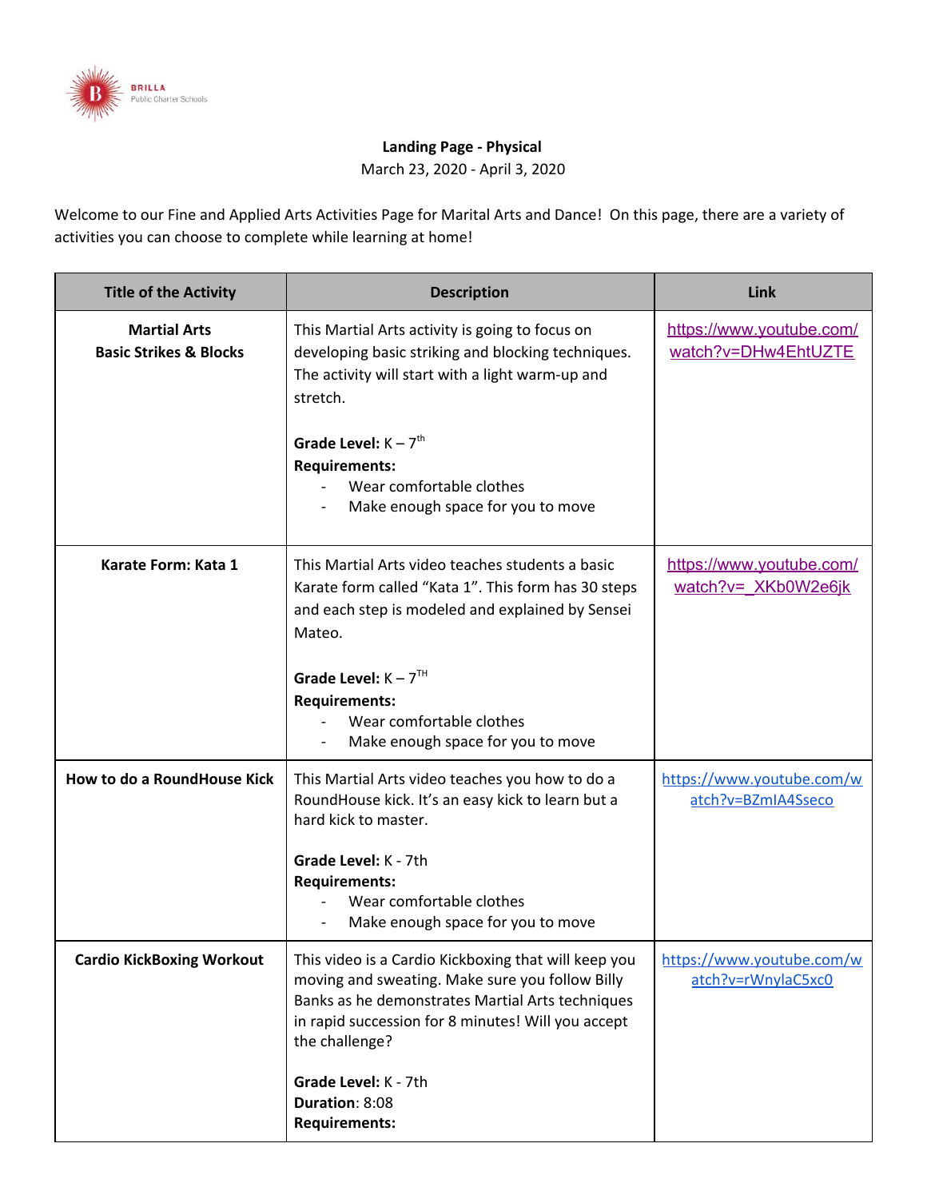BRILLA
Public Charter Schools

**Landing Page - Physical**
March 23, 2020 - April 3, 2020

Welcome to our Fine and Applied Arts Activities Page for Marital Arts and Dance! On this page, there are a variety of activities you can choose to complete while learning at home!

| Title of the Activity | Description | Link |
|---|---|---|
| **Martial Arts Basic Strikes & Blocks** | This Martial Arts activity is going to focus on developing basic striking and blocking techniques. The activity will start with a light warm-up and stretch.<br><br>**Grade Level:** K – 7th<br>**Requirements:**<br>- Wear comfortable clothes<br>- Make enough space for you to move | https://www.youtube.com/watch?v=DHw4EhtUZTE |
| **Karate Form: Kata 1** | This Martial Arts video teaches students a basic Karate form called "Kata 1". This form has 30 steps and each step is modeled and explained by Sensei Mateo.<br><br>**Grade Level:** K – 7TH<br>**Requirements:**<br>- Wear comfortable clothes<br>- Make enough space for you to move | https://www.youtube.com/watch?v=_XKb0W2e6jk |
| **How to do a RoundHouse Kick** | This Martial Arts video teaches you how to do a RoundHouse kick. It's an easy kick to learn but a hard kick to master.<br><br>**Grade Level:** K - 7th<br>**Requirements:**<br>- Wear comfortable clothes<br>- Make enough space for you to move | https://www.youtube.com/watch?v=BZmIA4Sseco |
| **Cardio KickBoxing Workout** | This video is a Cardio Kickboxing that will keep you moving and sweating. Make sure you follow Billy Banks as he demonstrates Martial Arts techniques in rapid succession for 8 minutes! Will you accept the challenge?<br><br>**Grade Level:** K - 7th<br>**Duration**: 8:08<br>**Requirements:** | https://www.youtube.com/watch?v=rWnylaC5xc0 |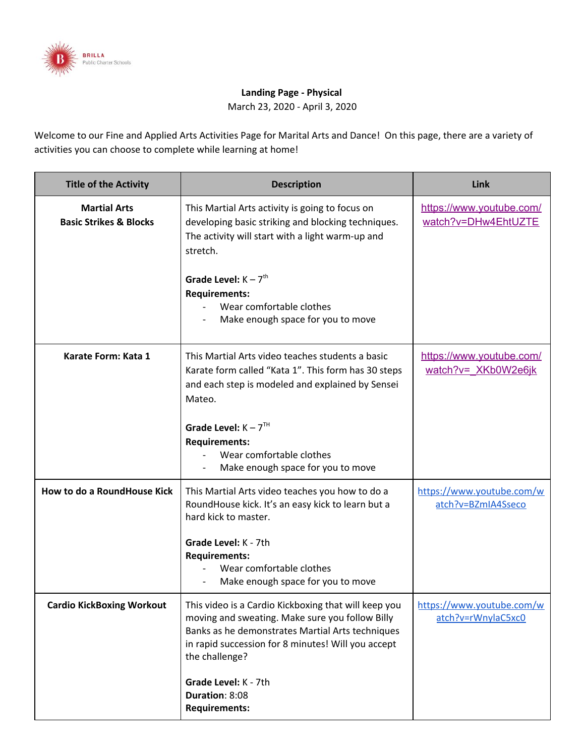BRILLA
Public Charter Schools

**Landing Page - Physical**
March 23, 2020 - April 3, 2020

Welcome to our Fine and Applied Arts Activities Page for Marital Arts and Dance! On this page, there are a variety of activities you can choose to complete while learning at home!

| Title of the Activity | Description | Link |
|---|---|---|
| **Martial Arts Basic Strikes & Blocks** | This Martial Arts activity is going to focus on developing basic striking and blocking techniques. The activity will start with a light warm-up and stretch.<br><br>**Grade Level:** K – 7th<br>**Requirements:**<br>- Wear comfortable clothes<br>- Make enough space for you to move | https://www.youtube.com/watch?v=DHw4EhtUZTE |
| **Karate Form: Kata 1** | This Martial Arts video teaches students a basic Karate form called "Kata 1". This form has 30 steps and each step is modeled and explained by Sensei Mateo.<br><br>**Grade Level:** K – 7TH<br>**Requirements:**<br>- Wear comfortable clothes<br>- Make enough space for you to move | https://www.youtube.com/watch?v=_XKb0W2e6jk |
| **How to do a RoundHouse Kick** | This Martial Arts video teaches you how to do a RoundHouse kick. It's an easy kick to learn but a hard kick to master.<br><br>**Grade Level:** K - 7th<br>**Requirements:**<br>- Wear comfortable clothes<br>- Make enough space for you to move | https://www.youtube.com/watch?v=BZmIA4Sseco |
| **Cardio KickBoxing Workout** | This video is a Cardio Kickboxing that will keep you moving and sweating. Make sure you follow Billy Banks as he demonstrates Martial Arts techniques in rapid succession for 8 minutes! Will you accept the challenge?<br><br>**Grade Level:** K - 7th<br>**Duration**: 8:08<br>**Requirements:** | https://www.youtube.com/watch?v=rWnylaC5xc0 |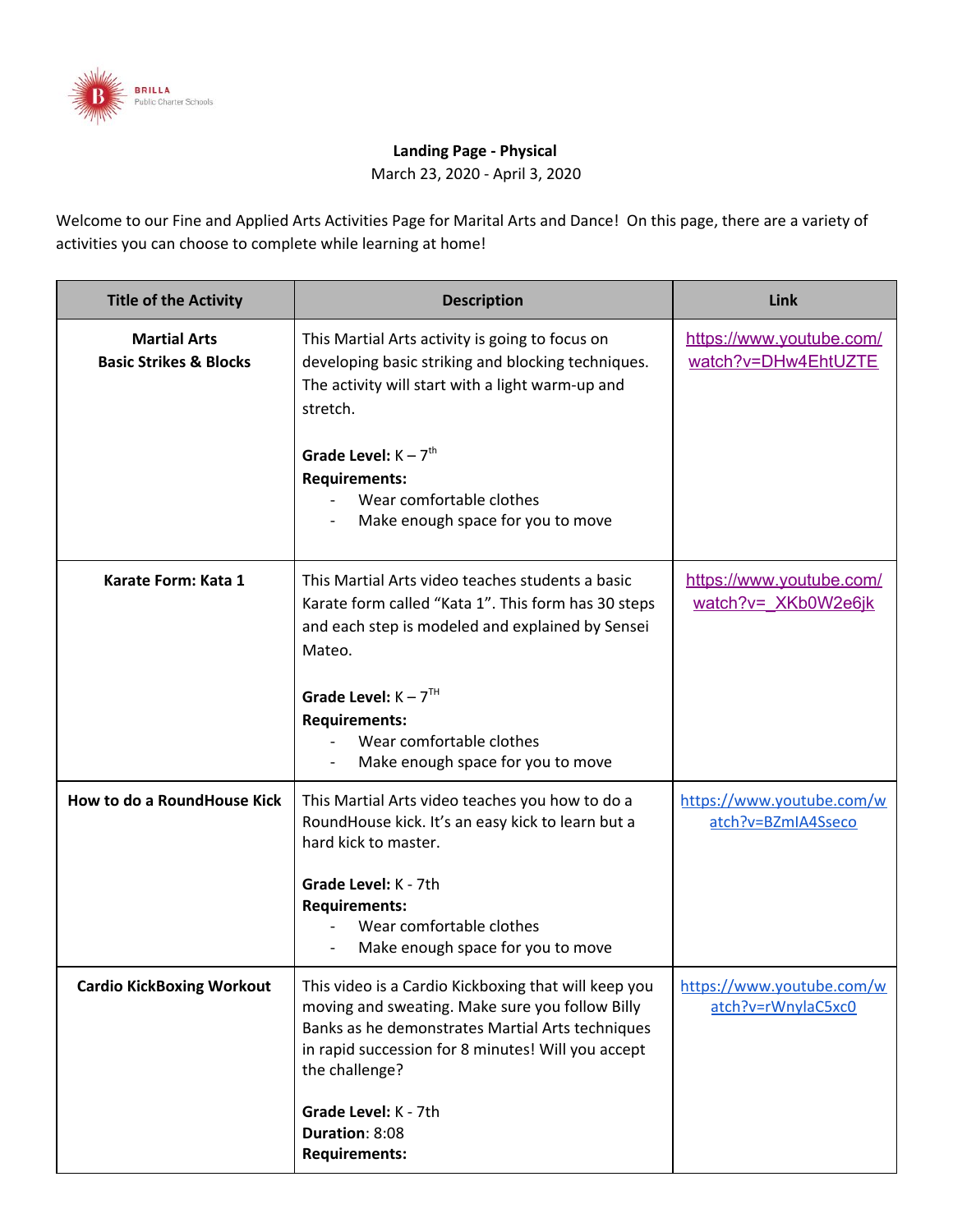BRILLA
Public Charter Schools

**Landing Page - Physical**
March 23, 2020 - April 3, 2020

Welcome to our Fine and Applied Arts Activities Page for Marital Arts and Dance! On this page, there are a variety of activities you can choose to complete while learning at home!

| Title of the Activity | Description | Link |
|---|---|---|
| **Martial Arts Basic Strikes & Blocks** | This Martial Arts activity is going to focus on developing basic striking and blocking techniques. The activity will start with a light warm-up and stretch.<br><br>**Grade Level:** K – 7th<br>**Requirements:**<br>- Wear comfortable clothes<br>- Make enough space for you to move | https://www.youtube.com/watch?v=DHw4EhtUZTE |
| **Karate Form: Kata 1** | This Martial Arts video teaches students a basic Karate form called "Kata 1". This form has 30 steps and each step is modeled and explained by Sensei Mateo.<br><br>**Grade Level:** K – 7TH<br>**Requirements:**<br>- Wear comfortable clothes<br>- Make enough space for you to move | https://www.youtube.com/watch?v=_XKb0W2e6jk |
| **How to do a RoundHouse Kick** | This Martial Arts video teaches you how to do a RoundHouse kick. It's an easy kick to learn but a hard kick to master.<br><br>**Grade Level:** K - 7th<br>**Requirements:**<br>- Wear comfortable clothes<br>- Make enough space for you to move | https://www.youtube.com/watch?v=BZmIA4Sseco |
| **Cardio KickBoxing Workout** | This video is a Cardio Kickboxing that will keep you moving and sweating. Make sure you follow Billy Banks as he demonstrates Martial Arts techniques in rapid succession for 8 minutes! Will you accept the challenge?<br><br>**Grade Level:** K - 7th<br>**Duration**: 8:08<br>**Requirements:** | https://www.youtube.com/watch?v=rWnylaC5xc0 |